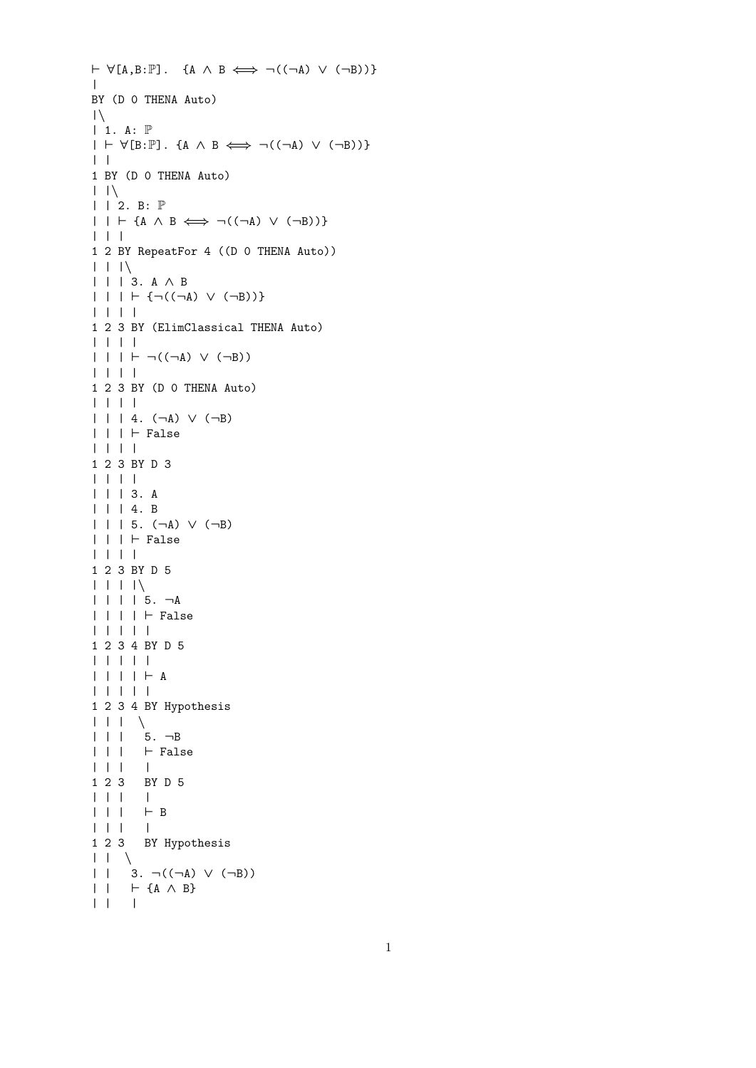```
⊢ ∀[A,B:ℙ].  {A ∧ B ⟺ ¬((¬A) ∨ (¬B))}
|
BY (D 0 THENA Auto)
|\
| 1. A: ℙ
| ⊢ ∀[B:ℙ]. {A ∧ B ⟺ ¬((¬A) ∨ (¬B))}
| |
1 BY (D 0 THENA Auto)
| |\
| | 2. B: ℙ
| | ⊢ {A ∧ B ⟺ ¬((¬A) ∨ (¬B))}
| | |
1 2 BY RepeatFor 4 ((D 0 THENA Auto))
| | |\
| | | 3. A ∧ B
| | | ⊢ {¬((¬A) ∨ (¬B))}
| | | |
1 2 3 BY (ElimClassical THENA Auto)
| | | |
| | | ⊢ ¬((¬A) ∨ (¬B))
| | | |
1 2 3 BY (D 0 THENA Auto)
| | | |
| | | 4. (¬A) ∨ (¬B)
| | | ⊢ False
| | | |
1 2 3 BY D 3
| | | |
| | | 3. A
| | | 4. B
| | | 5. (¬A) ∨ (¬B)
| | | ⊢ False
| | | |
1 2 3 BY D 5
| | | |\
| | | | 5. ¬A
| | | | ⊢ False
| | | | |
1 2 3 4 BY D 5
| | | | |
| | | | ⊢ A
| | | | |
1 2 3 4 BY Hypothesis
| | |  \
| | |   5. ¬B
| | |   ⊢ False
| | |   |
1 2 3   BY D 5
| | |   |
| | |   ⊢ B
| | |   |
1 2 3   BY Hypothesis
| |  \
| |   3. ¬((¬A) ∨ (¬B))
| |   ⊢ {A ∧ B}
| |   |
```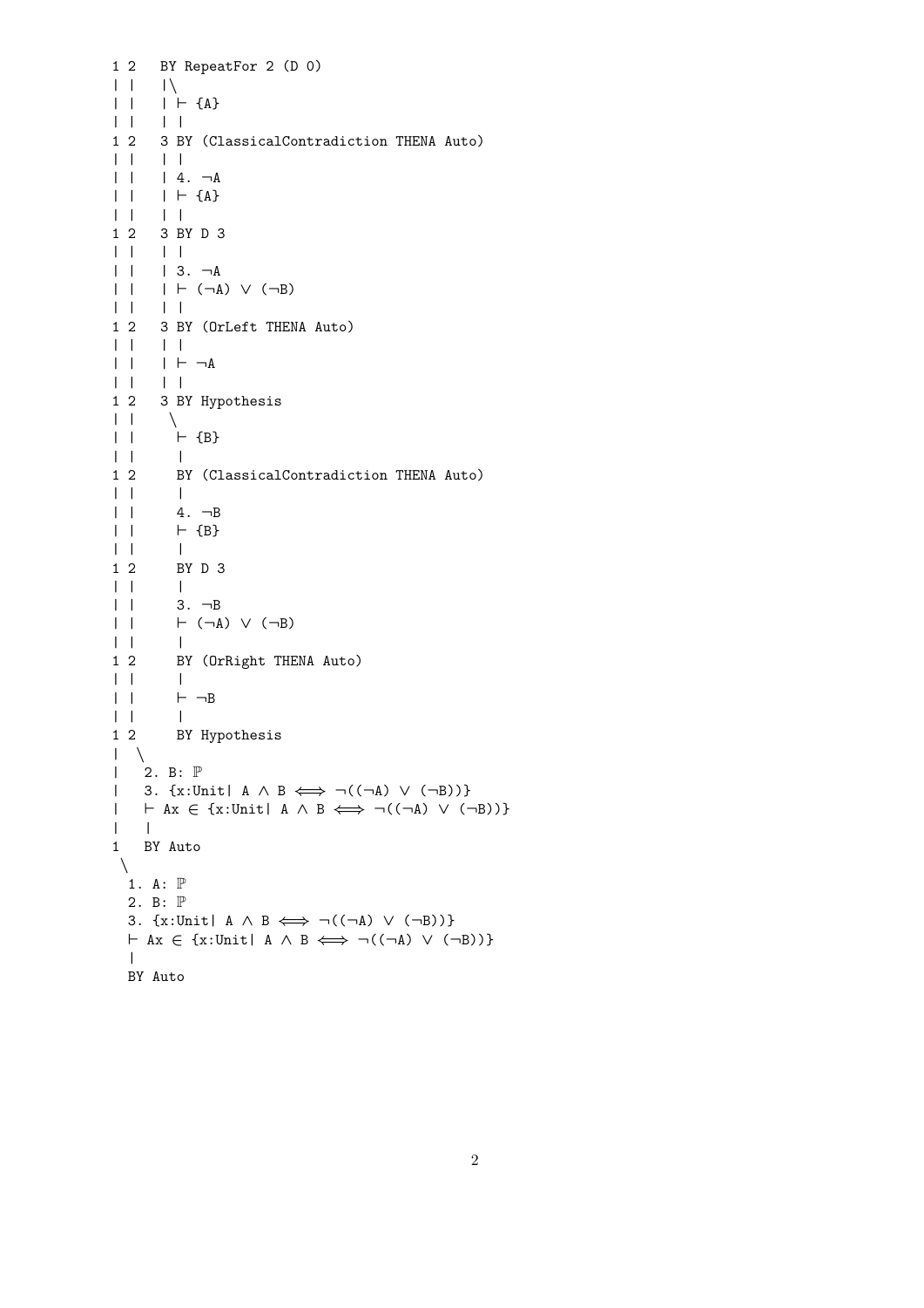```
1 2   BY RepeatFor 2 (D 0)
| |   |\
| |   | ⊢ {A}
| |   | |
1 2   3 BY (ClassicalContradiction THENA Auto)
| |   | |
| |   | 4. ¬A
| |   | ⊢ {A}
| |   | |
1 2   3 BY D 3
| |   | |
| |   | 3. ¬A
| |   | ⊢ (¬A) ∨ (¬B)
| |   | |
1 2   3 BY (OrLeft THENA Auto)
| |   | |
| |   | ⊢ ¬A
| |   | |
1 2   3 BY Hypothesis
| |    \
| |     ⊢ {B}
| |     |
1 2     BY (ClassicalContradiction THENA Auto)
| |     |
| |     4. ¬B
| |     ⊢ {B}
| |     |
1 2     BY D 3
| |     |
| |     3. ¬B
| |     ⊢ (¬A) ∨ (¬B)
| |     |
1 2     BY (OrRight THENA Auto)
| |     |
| |     ⊢ ¬B
| |     |
1 2     BY Hypothesis
|  \
|   2. B: ℙ
|   3. {x:Unit| A ∧ B ⟺ ¬((¬A) ∨ (¬B))}
|   ⊢ Ax ∈ {x:Unit| A ∧ B ⟺ ¬((¬A) ∨ (¬B))}
|   |
1   BY Auto
 \
  1. A: ℙ
  2. B: ℙ
  3. {x:Unit| A ∧ B ⟺ ¬((¬A) ∨ (¬B))}
  ⊢ Ax ∈ {x:Unit| A ∧ B ⟺ ¬((¬A) ∨ (¬B))}
  |
  BY Auto
```